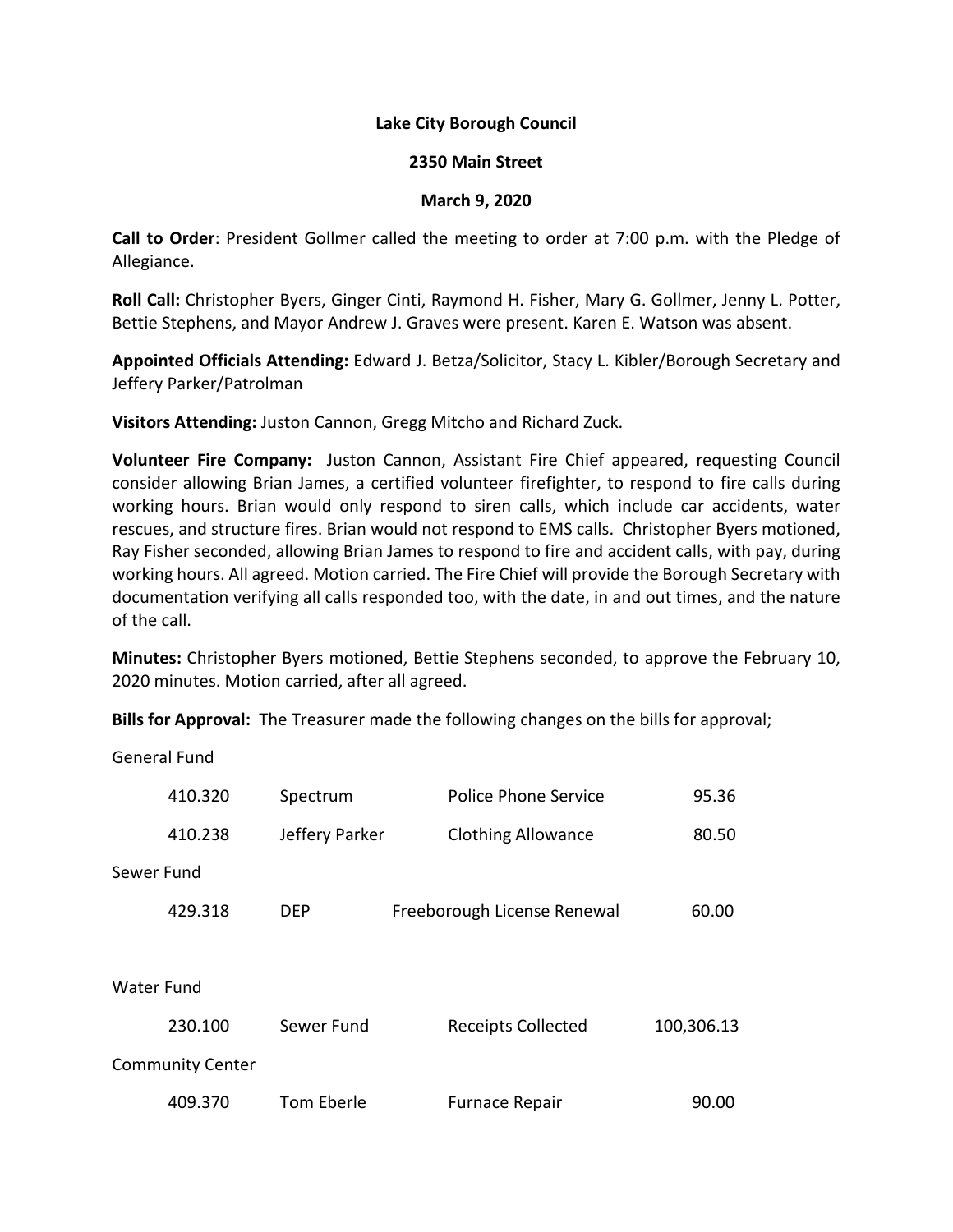**Lake City Borough Council**

**2350 Main Street**

**March 9, 2020**

**Call to Order**: President Gollmer called the meeting to order at 7:00 p.m. with the Pledge of Allegiance.

**Roll Call:** Christopher Byers, Ginger Cinti, Raymond H. Fisher, Mary G. Gollmer, Jenny L. Potter, Bettie Stephens, and Mayor Andrew J. Graves were present. Karen E. Watson was absent.

**Appointed Officials Attending:** Edward J. Betza/Solicitor, Stacy L. Kibler/Borough Secretary and Jeffery Parker/Patrolman

**Visitors Attending:** Juston Cannon, Gregg Mitcho and Richard Zuck.

**Volunteer Fire Company:** Juston Cannon, Assistant Fire Chief appeared, requesting Council consider allowing Brian James, a certified volunteer firefighter, to respond to fire calls during working hours. Brian would only respond to siren calls, which include car accidents, water rescues, and structure fires. Brian would not respond to EMS calls. Christopher Byers motioned, Ray Fisher seconded, allowing Brian James to respond to fire and accident calls, with pay, during working hours. All agreed. Motion carried. The Fire Chief will provide the Borough Secretary with documentation verifying all calls responded too, with the date, in and out times, and the nature of the call.

**Minutes:** Christopher Byers motioned, Bettie Stephens seconded, to approve the February 10, 2020 minutes. Motion carried, after all agreed.

**Bills for Approval:** The Treasurer made the following changes on the bills for approval;

General Fund

| | | | |
|---|---|---|---|
| 410.320 | Spectrum | Police Phone Service | 95.36 |
| 410.238 | Jeffery Parker | Clothing Allowance | 80.50 |

Sewer Fund

| | | | |
|---|---|---|---|
| 429.318 | DEP | Freeborough License Renewal | 60.00 |

Water Fund

| | | | |
|---|---|---|---|
| 230.100 | Sewer Fund | Receipts Collected | 100,306.13 |

Community Center

| | | | |
|---|---|---|---|
| 409.370 | Tom Eberle | Furnace Repair | 90.00 |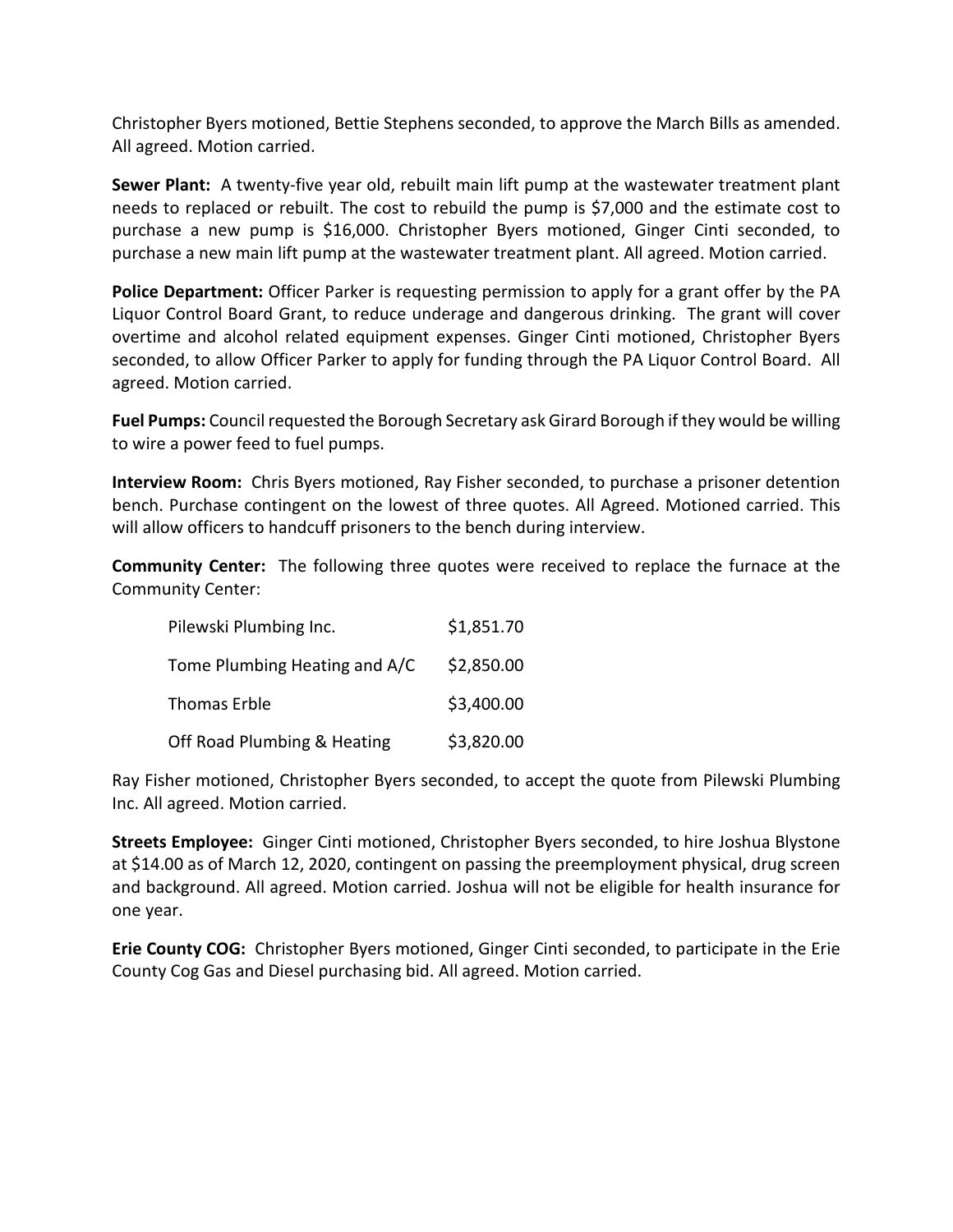Christopher Byers motioned, Bettie Stephens seconded, to approve the March Bills as amended. All agreed. Motion carried.

**Sewer Plant:** A twenty-five year old, rebuilt main lift pump at the wastewater treatment plant needs to replaced or rebuilt. The cost to rebuild the pump is $7,000 and the estimate cost to purchase a new pump is $16,000. Christopher Byers motioned, Ginger Cinti seconded, to purchase a new main lift pump at the wastewater treatment plant. All agreed. Motion carried.

**Police Department:** Officer Parker is requesting permission to apply for a grant offer by the PA Liquor Control Board Grant, to reduce underage and dangerous drinking. The grant will cover overtime and alcohol related equipment expenses. Ginger Cinti motioned, Christopher Byers seconded, to allow Officer Parker to apply for funding through the PA Liquor Control Board. All agreed. Motion carried.

**Fuel Pumps:** Council requested the Borough Secretary ask Girard Borough if they would be willing to wire a power feed to fuel pumps.

**Interview Room:** Chris Byers motioned, Ray Fisher seconded, to purchase a prisoner detention bench. Purchase contingent on the lowest of three quotes. All Agreed. Motioned carried. This will allow officers to handcuff prisoners to the bench during interview.

**Community Center:** The following three quotes were received to replace the furnace at the Community Center:

| | |
|---|---|
| Pilewski Plumbing Inc. | $1,851.70 |
| Tome Plumbing Heating and A/C | $2,850.00 |
| Thomas Erble | $3,400.00 |
| Off Road Plumbing & Heating | $3,820.00 |

Ray Fisher motioned, Christopher Byers seconded, to accept the quote from Pilewski Plumbing Inc. All agreed. Motion carried.

**Streets Employee:** Ginger Cinti motioned, Christopher Byers seconded, to hire Joshua Blystone at $14.00 as of March 12, 2020, contingent on passing the preemployment physical, drug screen and background. All agreed. Motion carried. Joshua will not be eligible for health insurance for one year.

**Erie County COG:** Christopher Byers motioned, Ginger Cinti seconded, to participate in the Erie County Cog Gas and Diesel purchasing bid. All agreed. Motion carried.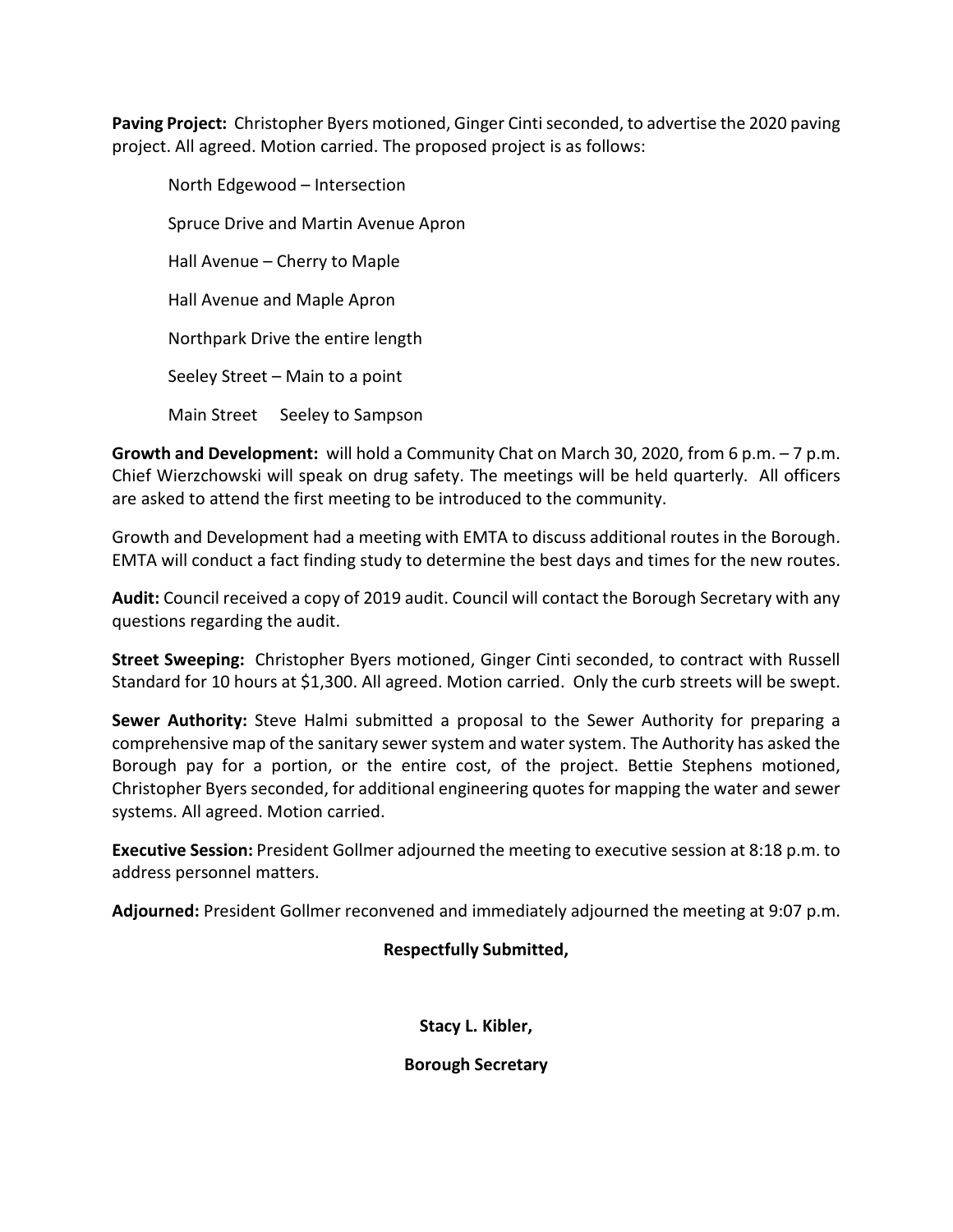**Paving Project:** Christopher Byers motioned, Ginger Cinti seconded, to advertise the 2020 paving project. All agreed. Motion carried. The proposed project is as follows:

North Edgewood – Intersection

Spruce Drive and Martin Avenue Apron

Hall Avenue – Cherry to Maple

Hall Avenue and Maple Apron

Northpark Drive the entire length

Seeley Street – Main to a point

Main Street  Seeley to Sampson

**Growth and Development:** will hold a Community Chat on March 30, 2020, from 6 p.m. – 7 p.m. Chief Wierzchowski will speak on drug safety. The meetings will be held quarterly. All officers are asked to attend the first meeting to be introduced to the community.

Growth and Development had a meeting with EMTA to discuss additional routes in the Borough. EMTA will conduct a fact finding study to determine the best days and times for the new routes.

**Audit:** Council received a copy of 2019 audit. Council will contact the Borough Secretary with any questions regarding the audit.

**Street Sweeping:** Christopher Byers motioned, Ginger Cinti seconded, to contract with Russell Standard for 10 hours at $1,300. All agreed. Motion carried. Only the curb streets will be swept.

**Sewer Authority:** Steve Halmi submitted a proposal to the Sewer Authority for preparing a comprehensive map of the sanitary sewer system and water system. The Authority has asked the Borough pay for a portion, or the entire cost, of the project. Bettie Stephens motioned, Christopher Byers seconded, for additional engineering quotes for mapping the water and sewer systems. All agreed. Motion carried.

**Executive Session:** President Gollmer adjourned the meeting to executive session at 8:18 p.m. to address personnel matters.

**Adjourned:** President Gollmer reconvened and immediately adjourned the meeting at 9:07 p.m.

**Respectfully Submitted,**

**Stacy L. Kibler,**

**Borough Secretary**